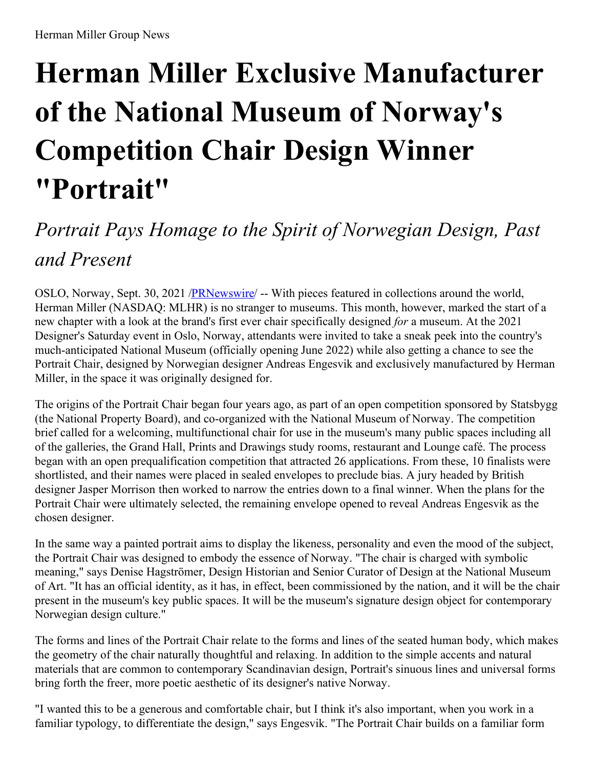Herman Miller Group News

# Herman Miller Exclusive Manufacturer of the National Museum of Norway's Competition Chair Design Winner "Portrait"

## *Portrait Pays Homage to the Spirit of Norwegian Design, Past and Present*

OSLO, Norway, Sept. 30, 2021 /PRNewswire/ -- With pieces featured in collections around the world, Herman Miller (NASDAQ: MLHR) is no stranger to museums. This month, however, marked the start of a new chapter with a look at the brand's first ever chair specifically designed *for* a museum. At the 2021 Designer's Saturday event in Oslo, Norway, attendants were invited to take a sneak peek into the country's much-anticipated National Museum (officially opening June 2022) while also getting a chance to see the Portrait Chair, designed by Norwegian designer Andreas Engesvik and exclusively manufactured by Herman Miller, in the space it was originally designed for.

The origins of the Portrait Chair began four years ago, as part of an open competition sponsored by Statsbygg (the National Property Board), and co-organized with the National Museum of Norway. The competition brief called for a welcoming, multifunctional chair for use in the museum's many public spaces including all of the galleries, the Grand Hall, Prints and Drawings study rooms, restaurant and Lounge café. The process began with an open prequalification competition that attracted 26 applications. From these, 10 finalists were shortlisted, and their names were placed in sealed envelopes to preclude bias. A jury headed by British designer Jasper Morrison then worked to narrow the entries down to a final winner. When the plans for the Portrait Chair were ultimately selected, the remaining envelope opened to reveal Andreas Engesvik as the chosen designer.

In the same way a painted portrait aims to display the likeness, personality and even the mood of the subject, the Portrait Chair was designed to embody the essence of Norway. "The chair is charged with symbolic meaning," says Denise Hagströmer, Design Historian and Senior Curator of Design at the National Museum of Art. "It has an official identity, as it has, in effect, been commissioned by the nation, and it will be the chair present in the museum's key public spaces. It will be the museum's signature design object for contemporary Norwegian design culture."

The forms and lines of the Portrait Chair relate to the forms and lines of the seated human body, which makes the geometry of the chair naturally thoughtful and relaxing. In addition to the simple accents and natural materials that are common to contemporary Scandinavian design, Portrait's sinuous lines and universal forms bring forth the freer, more poetic aesthetic of its designer's native Norway.

"I wanted this to be a generous and comfortable chair, but I think it's also important, when you work in a familiar typology, to differentiate the design," says Engesvik. "The Portrait Chair builds on a familiar form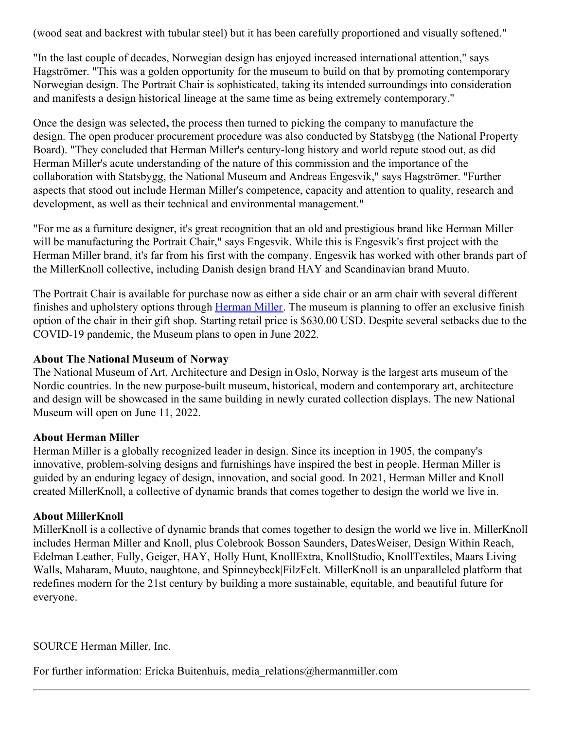(wood seat and backrest with tubular steel) but it has been carefully proportioned and visually softened."

"In the last couple of decades, Norwegian design has enjoyed increased international attention," says Hagströmer. "This was a golden opportunity for the museum to build on that by promoting contemporary Norwegian design. The Portrait Chair is sophisticated, taking its intended surroundings into consideration and manifests a design historical lineage at the same time as being extremely contemporary."

Once the design was selected**,** the process then turned to picking the company to manufacture the design. The open producer procurement procedure was also conducted by Statsbygg (the National Property Board). "They concluded that Herman Miller's century-long history and world repute stood out, as did Herman Miller's acute understanding of the nature of this commission and the importance of the collaboration with Statsbygg, the National Museum and Andreas Engesvik," says Hagströmer. "Further aspects that stood out include Herman Miller's competence, capacity and attention to quality, research and development, as well as their technical and environmental management."

"For me as a furniture designer, it's great recognition that an old and prestigious brand like Herman Miller will be manufacturing the Portrait Chair," says Engesvik. While this is Engesvik's first project with the Herman Miller brand, it's far from his first with the company. Engesvik has worked with other brands part of the MillerKnoll collective, including Danish design brand HAY and Scandinavian brand Muuto.

The Portrait Chair is available for purchase now as either a side chair or an arm chair with several different finishes and upholstery options through [Herman Miller](). The museum is planning to offer an exclusive finish option of the chair in their gift shop. Starting retail price is $630.00 USD. Despite several setbacks due to the COVID-19 pandemic, the Museum plans to open in June 2022.

**About The National Museum of Norway**

The National Museum of Art, Architecture and Design in Oslo, Norway is the largest arts museum of the Nordic countries. In the new purpose-built museum, historical, modern and contemporary art, architecture and design will be showcased in the same building in newly curated collection displays. The new National Museum will open on June 11, 2022.

**About Herman Miller**

Herman Miller is a globally recognized leader in design. Since its inception in 1905, the company's innovative, problem-solving designs and furnishings have inspired the best in people. Herman Miller is guided by an enduring legacy of design, innovation, and social good. In 2021, Herman Miller and Knoll created MillerKnoll, a collective of dynamic brands that comes together to design the world we live in.

**About MillerKnoll**

MillerKnoll is a collective of dynamic brands that comes together to design the world we live in. MillerKnoll includes Herman Miller and Knoll, plus Colebrook Bosson Saunders, DatesWeiser, Design Within Reach, Edelman Leather, Fully, Geiger, HAY, Holly Hunt, KnollExtra, KnollStudio, KnollTextiles, Maars Living Walls, Maharam, Muuto, naughtone, and Spinneybeck|FilzFelt. MillerKnoll is an unparalleled platform that redefines modern for the 21st century by building a more sustainable, equitable, and beautiful future for everyone.

SOURCE Herman Miller, Inc.

For further information: Ericka Buitenhuis, media_relations@hermanmiller.com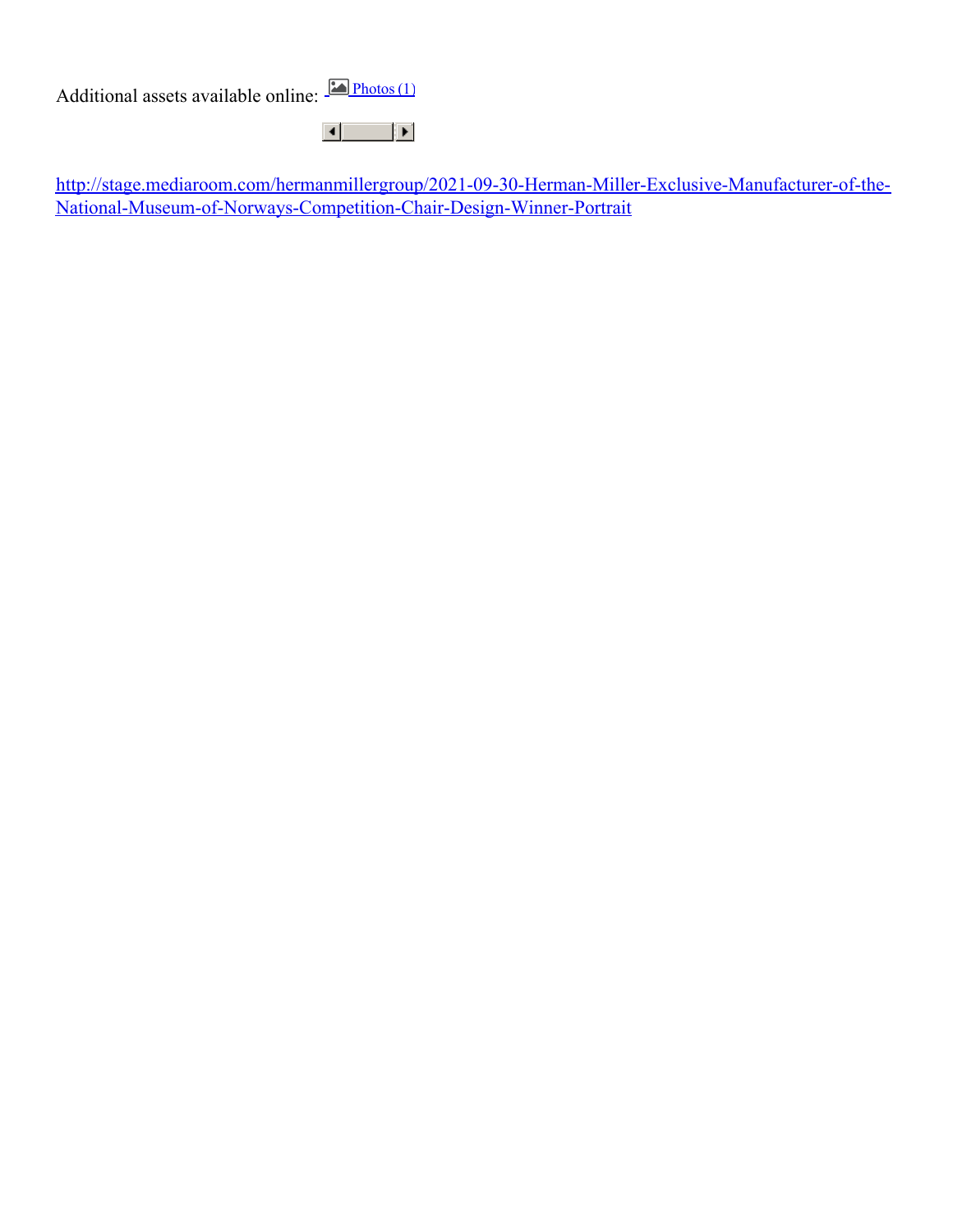Additional assets available online: Photos (1)

http://stage.mediaroom.com/hermanmillergroup/2021-09-30-Herman-Miller-Exclusive-Manufacturer-of-the-National-Museum-of-Norways-Competition-Chair-Design-Winner-Portrait